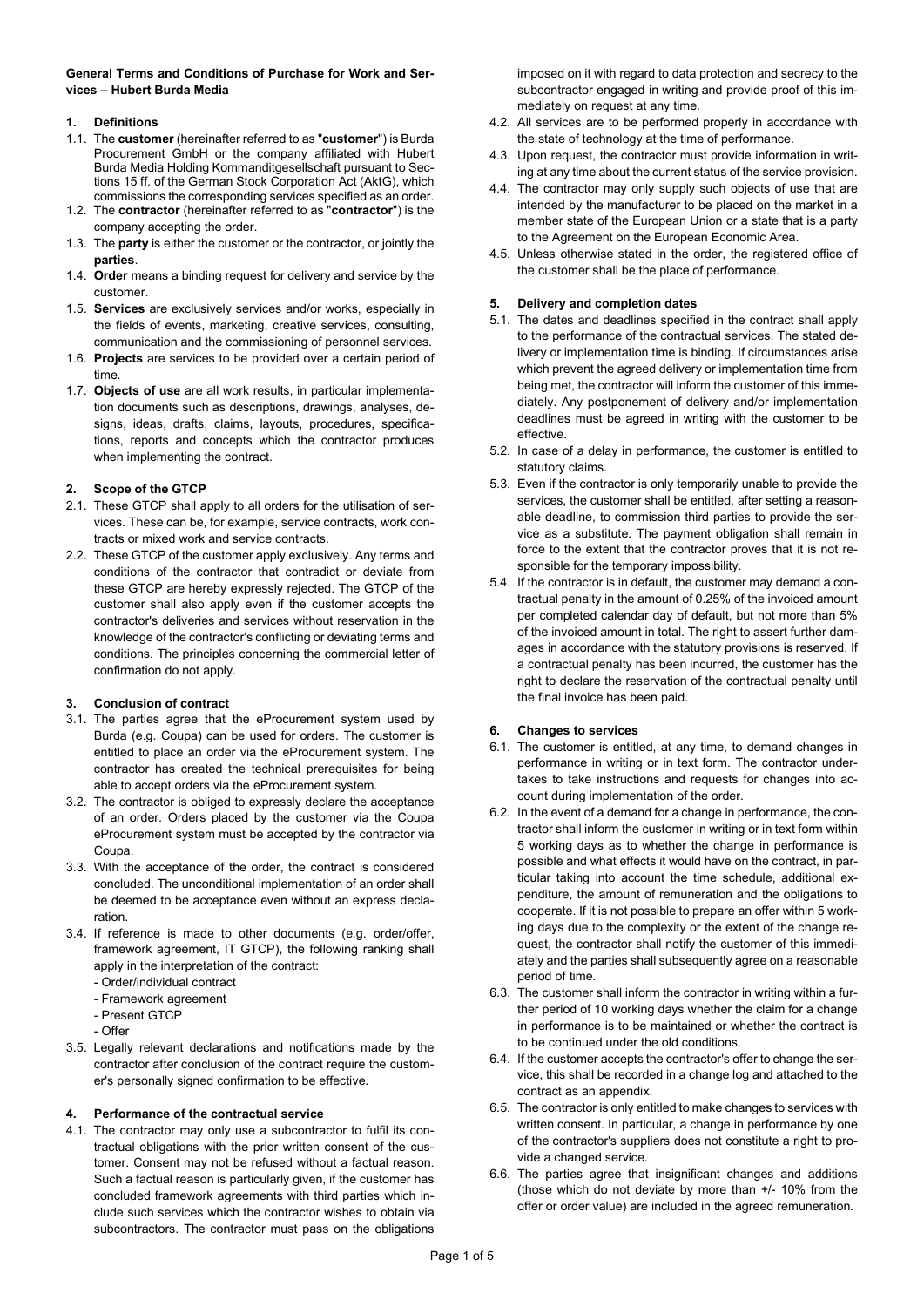**General Terms and Conditions of Purchase for Work and Services – Hubert Burda Media**

## 1. Definitions

1.1. The **customer** (hereinafter referred to as "**customer**") is Burda Procurement GmbH or the company affiliated with Hubert Burda Media Holding Kommanditgesellschaft pursuant to Sections 15 ff. of the German Stock Corporation Act (AktG), which commissions the corresponding services specified as an order.

1.2. The **contractor** (hereinafter referred to as "**contractor**") is the company accepting the order.

1.3. The **party** is either the customer or the contractor, or jointly the **parties**.

1.4. **Order** means a binding request for delivery and service by the customer.

1.5. **Services** are exclusively services and/or works, especially in the fields of events, marketing, creative services, consulting, communication and the commissioning of personnel services.

1.6. **Projects** are services to be provided over a certain period of time.

1.7. **Objects of use** are all work results, in particular implementation documents such as descriptions, drawings, analyses, designs, ideas, drafts, claims, layouts, procedures, specifications, reports and concepts which the contractor produces when implementing the contract.

## 2. Scope of the GTCP

2.1. These GTCP shall apply to all orders for the utilisation of services. These can be, for example, service contracts, work contracts or mixed work and service contracts.

2.2. These GTCP of the customer apply exclusively. Any terms and conditions of the contractor that contradict or deviate from these GTCP are hereby expressly rejected. The GTCP of the customer shall also apply even if the customer accepts the contractor's deliveries and services without reservation in the knowledge of the contractor's conflicting or deviating terms and conditions. The principles concerning the commercial letter of confirmation do not apply.

## 3. Conclusion of contract

3.1. The parties agree that the eProcurement system used by Burda (e.g. Coupa) can be used for orders. The customer is entitled to place an order via the eProcurement system. The contractor has created the technical prerequisites for being able to accept orders via the eProcurement system.

3.2. The contractor is obliged to expressly declare the acceptance of an order. Orders placed by the customer via the Coupa eProcurement system must be accepted by the contractor via Coupa.

3.3. With the acceptance of the order, the contract is considered concluded. The unconditional implementation of an order shall be deemed to be acceptance even without an express declaration.

3.4. If reference is made to other documents (e.g. order/offer, framework agreement, IT GTCP), the following ranking shall apply in the interpretation of the contract:
- Order/individual contract
- Framework agreement
- Present GTCP
- Offer

3.5. Legally relevant declarations and notifications made by the contractor after conclusion of the contract require the customer's personally signed confirmation to be effective.

## 4. Performance of the contractual service

4.1. The contractor may only use a subcontractor to fulfil its contractual obligations with the prior written consent of the customer. Consent may not be refused without a factual reason. Such a factual reason is particularly given, if the customer has concluded framework agreements with third parties which include such services which the contractor wishes to obtain via subcontractors. The contractor must pass on the obligations imposed on it with regard to data protection and secrecy to the subcontractor engaged in writing and provide proof of this immediately on request at any time.

4.2. All services are to be performed properly in accordance with the state of technology at the time of performance.

4.3. Upon request, the contractor must provide information in writing at any time about the current status of the service provision.

4.4. The contractor may only supply such objects of use that are intended by the manufacturer to be placed on the market in a member state of the European Union or a state that is a party to the Agreement on the European Economic Area.

4.5. Unless otherwise stated in the order, the registered office of the customer shall be the place of performance.

## 5. Delivery and completion dates

5.1. The dates and deadlines specified in the contract shall apply to the performance of the contractual services. The stated delivery or implementation time is binding. If circumstances arise which prevent the agreed delivery or implementation time from being met, the contractor will inform the customer of this immediately. Any postponement of delivery and/or implementation deadlines must be agreed in writing with the customer to be effective.

5.2. In case of a delay in performance, the customer is entitled to statutory claims.

5.3. Even if the contractor is only temporarily unable to provide the services, the customer shall be entitled, after setting a reasonable deadline, to commission third parties to provide the service as a substitute. The payment obligation shall remain in force to the extent that the contractor proves that it is not responsible for the temporary impossibility.

5.4. If the contractor is in default, the customer may demand a contractual penalty in the amount of 0.25% of the invoiced amount per completed calendar day of default, but not more than 5% of the invoiced amount in total. The right to assert further damages in accordance with the statutory provisions is reserved. If a contractual penalty has been incurred, the customer has the right to declare the reservation of the contractual penalty until the final invoice has been paid.

## 6. Changes to services

6.1. The customer is entitled, at any time, to demand changes in performance in writing or in text form. The contractor undertakes to take instructions and requests for changes into account during implementation of the order.

6.2. In the event of a demand for a change in performance, the contractor shall inform the customer in writing or in text form within 5 working days as to whether the change in performance is possible and what effects it would have on the contract, in particular taking into account the time schedule, additional expenditure, the amount of remuneration and the obligations to cooperate. If it is not possible to prepare an offer within 5 working days due to the complexity or the extent of the change request, the contractor shall notify the customer of this immediately and the parties shall subsequently agree on a reasonable period of time.

6.3. The customer shall inform the contractor in writing within a further period of 10 working days whether the claim for a change in performance is to be maintained or whether the contract is to be continued under the old conditions.

6.4. If the customer accepts the contractor's offer to change the service, this shall be recorded in a change log and attached to the contract as an appendix.

6.5. The contractor is only entitled to make changes to services with written consent. In particular, a change in performance by one of the contractor's suppliers does not constitute a right to provide a changed service.

6.6. The parties agree that insignificant changes and additions (those which do not deviate by more than +/- 10% from the offer or order value) are included in the agreed remuneration.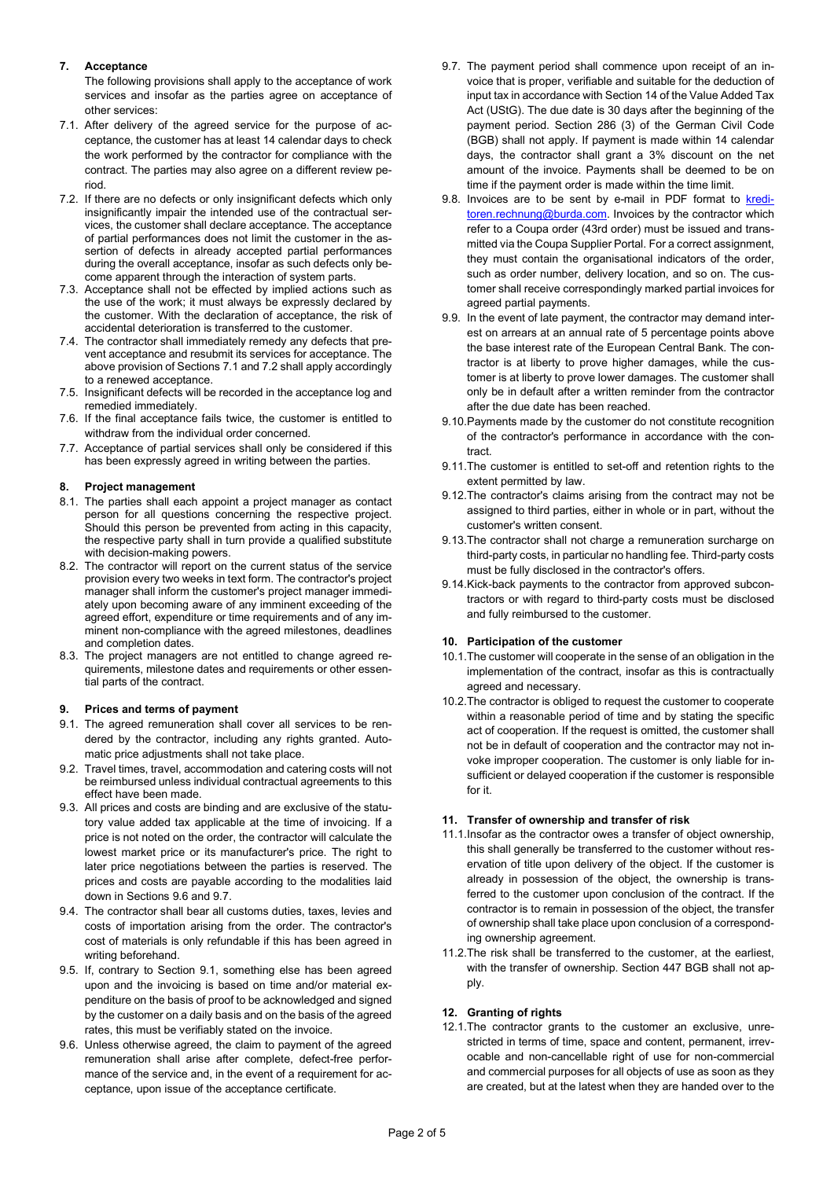## 7. Acceptance

The following provisions shall apply to the acceptance of work services and insofar as the parties agree on acceptance of other services:

7.1. After delivery of the agreed service for the purpose of acceptance, the customer has at least 14 calendar days to check the work performed by the contractor for compliance with the contract. The parties may also agree on a different review period.

7.2. If there are no defects or only insignificant defects which only insignificantly impair the intended use of the contractual services, the customer shall declare acceptance. The acceptance of partial performances does not limit the customer in the assertion of defects in already accepted partial performances during the overall acceptance, insofar as such defects only become apparent through the interaction of system parts.

7.3. Acceptance shall not be effected by implied actions such as the use of the work; it must always be expressly declared by the customer. With the declaration of acceptance, the risk of accidental deterioration is transferred to the customer.

7.4. The contractor shall immediately remedy any defects that prevent acceptance and resubmit its services for acceptance. The above provision of Sections 7.1 and 7.2 shall apply accordingly to a renewed acceptance.

7.5. Insignificant defects will be recorded in the acceptance log and remedied immediately.

7.6. If the final acceptance fails twice, the customer is entitled to withdraw from the individual order concerned.

7.7. Acceptance of partial services shall only be considered if this has been expressly agreed in writing between the parties.

## 8. Project management

8.1. The parties shall each appoint a project manager as contact person for all questions concerning the respective project. Should this person be prevented from acting in this capacity, the respective party shall in turn provide a qualified substitute with decision-making powers.

8.2. The contractor will report on the current status of the service provision every two weeks in text form. The contractor's project manager shall inform the customer's project manager immediately upon becoming aware of any imminent exceeding of the agreed effort, expenditure or time requirements and of any imminent non-compliance with the agreed milestones, deadlines and completion dates.

8.3. The project managers are not entitled to change agreed requirements, milestone dates and requirements or other essential parts of the contract.

## 9. Prices and terms of payment

9.1. The agreed remuneration shall cover all services to be rendered by the contractor, including any rights granted. Automatic price adjustments shall not take place.

9.2. Travel times, travel, accommodation and catering costs will not be reimbursed unless individual contractual agreements to this effect have been made.

9.3. All prices and costs are binding and are exclusive of the statutory value added tax applicable at the time of invoicing. If a price is not noted on the order, the contractor will calculate the lowest market price or its manufacturer's price. The right to later price negotiations between the parties is reserved. The prices and costs are payable according to the modalities laid down in Sections 9.6 and 9.7.

9.4. The contractor shall bear all customs duties, taxes, levies and costs of importation arising from the order. The contractor's cost of materials is only refundable if this has been agreed in writing beforehand.

9.5. If, contrary to Section 9.1, something else has been agreed upon and the invoicing is based on time and/or material expenditure on the basis of proof to be acknowledged and signed by the customer on a daily basis and on the basis of the agreed rates, this must be verifiably stated on the invoice.

9.6. Unless otherwise agreed, the claim to payment of the agreed remuneration shall arise after complete, defect-free performance of the service and, in the event of a requirement for acceptance, upon issue of the acceptance certificate.

9.7. The payment period shall commence upon receipt of an invoice that is proper, verifiable and suitable for the deduction of input tax in accordance with Section 14 of the Value Added Tax Act (UStG). The due date is 30 days after the beginning of the payment period. Section 286 (3) of the German Civil Code (BGB) shall not apply. If payment is made within 14 calendar days, the contractor shall grant a 3% discount on the net amount of the invoice. Payments shall be deemed to be on time if the payment order is made within the time limit.

9.8. Invoices are to be sent by e-mail in PDF format to kreditoren.rechnung@burda.com. Invoices by the contractor which refer to a Coupa order (43rd order) must be issued and transmitted via the Coupa Supplier Portal. For a correct assignment, they must contain the organisational indicators of the order, such as order number, delivery location, and so on. The customer shall receive correspondingly marked partial invoices for agreed partial payments.

9.9. In the event of late payment, the contractor may demand interest on arrears at an annual rate of 5 percentage points above the base interest rate of the European Central Bank. The contractor is at liberty to prove higher damages, while the customer is at liberty to prove lower damages. The customer shall only be in default after a written reminder from the contractor after the due date has been reached.

9.10. Payments made by the customer do not constitute recognition of the contractor's performance in accordance with the contract.

9.11. The customer is entitled to set-off and retention rights to the extent permitted by law.

9.12. The contractor's claims arising from the contract may not be assigned to third parties, either in whole or in part, without the customer's written consent.

9.13. The contractor shall not charge a remuneration surcharge on third-party costs, in particular no handling fee. Third-party costs must be fully disclosed in the contractor's offers.

9.14. Kick-back payments to the contractor from approved subcontractors or with regard to third-party costs must be disclosed and fully reimbursed to the customer.

## 10. Participation of the customer

10.1. The customer will cooperate in the sense of an obligation in the implementation of the contract, insofar as this is contractually agreed and necessary.

10.2. The contractor is obliged to request the customer to cooperate within a reasonable period of time and by stating the specific act of cooperation. If the request is omitted, the customer shall not be in default of cooperation and the contractor may not invoke improper cooperation. The customer is only liable for insufficient or delayed cooperation if the customer is responsible for it.

## 11. Transfer of ownership and transfer of risk

11.1. Insofar as the contractor owes a transfer of object ownership, this shall generally be transferred to the customer without reservation of title upon delivery of the object. If the customer is already in possession of the object, the ownership is transferred to the customer upon conclusion of the contract. If the contractor is to remain in possession of the object, the transfer of ownership shall take place upon conclusion of a corresponding ownership agreement.

11.2. The risk shall be transferred to the customer, at the earliest, with the transfer of ownership. Section 447 BGB shall not apply.

## 12. Granting of rights

12.1. The contractor grants to the customer an exclusive, unrestricted in terms of time, space and content, permanent, irrevocable and non-cancellable right of use for non-commercial and commercial purposes for all objects of use as soon as they are created, but at the latest when they are handed over to the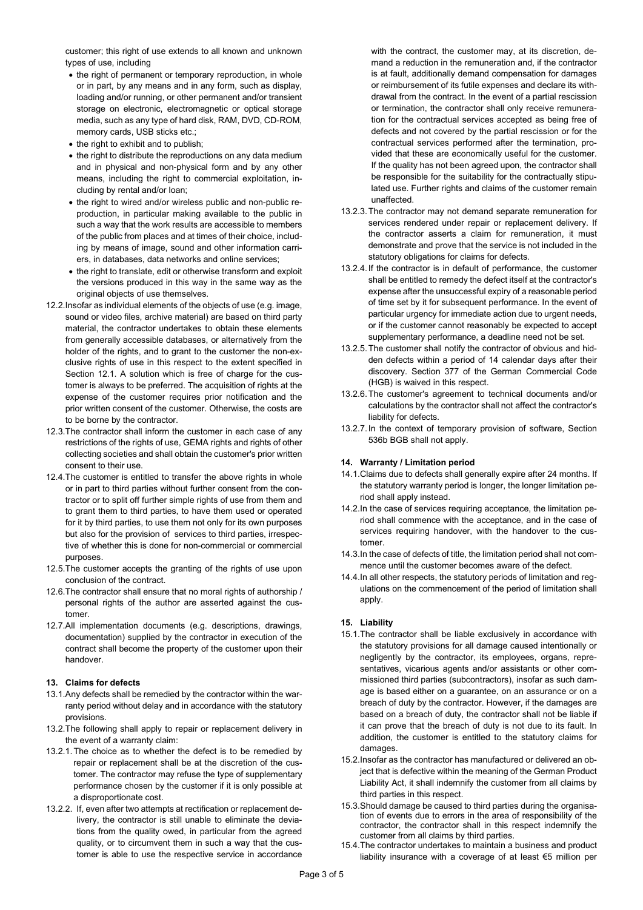customer; this right of use extends to all known and unknown types of use, including

- the right of permanent or temporary reproduction, in whole or in part, by any means and in any form, such as display, loading and/or running, or other permanent and/or transient storage on electronic, electromagnetic or optical storage media, such as any type of hard disk, RAM, DVD, CD-ROM, memory cards, USB sticks etc.;
- the right to exhibit and to publish;
- the right to distribute the reproductions on any data medium and in physical and non-physical form and by any other means, including the right to commercial exploitation, including by rental and/or loan;
- the right to wired and/or wireless public and non-public reproduction, in particular making available to the public in such a way that the work results are accessible to members of the public from places and at times of their choice, including by means of image, sound and other information carriers, in databases, data networks and online services;
- the right to translate, edit or otherwise transform and exploit the versions produced in this way in the same way as the original objects of use themselves.

12.2. Insofar as individual elements of the objects of use (e.g. image, sound or video files, archive material) are based on third party material, the contractor undertakes to obtain these elements from generally accessible databases, or alternatively from the holder of the rights, and to grant to the customer the non-exclusive rights of use in this respect to the extent specified in Section 12.1. A solution which is free of charge for the customer is always to be preferred. The acquisition of rights at the expense of the customer requires prior notification and the prior written consent of the customer. Otherwise, the costs are to be borne by the contractor.

12.3. The contractor shall inform the customer in each case of any restrictions of the rights of use, GEMA rights and rights of other collecting societies and shall obtain the customer's prior written consent to their use.

12.4. The customer is entitled to transfer the above rights in whole or in part to third parties without further consent from the contractor or to split off further simple rights of use from them and to grant them to third parties, to have them used or operated for it by third parties, to use them not only for its own purposes but also for the provision of services to third parties, irrespective of whether this is done for non-commercial or commercial purposes.

12.5. The customer accepts the granting of the rights of use upon conclusion of the contract.

12.6. The contractor shall ensure that no moral rights of authorship / personal rights of the author are asserted against the customer.

12.7. All implementation documents (e.g. descriptions, drawings, documentation) supplied by the contractor in execution of the contract shall become the property of the customer upon their handover.

### 13. Claims for defects

13.1. Any defects shall be remedied by the contractor within the warranty period without delay and in accordance with the statutory provisions.

13.2. The following shall apply to repair or replacement delivery in the event of a warranty claim:

13.2.1. The choice as to whether the defect is to be remedied by repair or replacement shall be at the discretion of the customer. The contractor may refuse the type of supplementary performance chosen by the customer if it is only possible at a disproportionate cost.

13.2.2. If, even after two attempts at rectification or replacement delivery, the contractor is still unable to eliminate the deviations from the quality owed, in particular from the agreed quality, or to circumvent them in such a way that the customer is able to use the respective service in accordance with the contract, the customer may, at its discretion, demand a reduction in the remuneration and, if the contractor is at fault, additionally demand compensation for damages or reimbursement of its futile expenses and declare its withdrawal from the contract. In the event of a partial rescission or termination, the contractor shall only receive remuneration for the contractual services accepted as being free of defects and not covered by the partial rescission or for the contractual services performed after the termination, provided that these are economically useful for the customer. If the quality has not been agreed upon, the contractor shall be responsible for the suitability for the contractually stipulated use. Further rights and claims of the customer remain unaffected.

13.2.3. The contractor may not demand separate remuneration for services rendered under repair or replacement delivery. If the contractor asserts a claim for remuneration, it must demonstrate and prove that the service is not included in the statutory obligations for claims for defects.

13.2.4. If the contractor is in default of performance, the customer shall be entitled to remedy the defect itself at the contractor's expense after the unsuccessful expiry of a reasonable period of time set by it for subsequent performance. In the event of particular urgency for immediate action due to urgent needs, or if the customer cannot reasonably be expected to accept supplementary performance, a deadline need not be set.

13.2.5. The customer shall notify the contractor of obvious and hidden defects within a period of 14 calendar days after their discovery. Section 377 of the German Commercial Code (HGB) is waived in this respect.

13.2.6. The customer's agreement to technical documents and/or calculations by the contractor shall not affect the contractor's liability for defects.

13.2.7. In the context of temporary provision of software, Section 536b BGB shall not apply.

### 14. Warranty / Limitation period

14.1. Claims due to defects shall generally expire after 24 months. If the statutory warranty period is longer, the longer limitation period shall apply instead.

14.2. In the case of services requiring acceptance, the limitation period shall commence with the acceptance, and in the case of services requiring handover, with the handover to the customer.

14.3. In the case of defects of title, the limitation period shall not commence until the customer becomes aware of the defect.

14.4. In all other respects, the statutory periods of limitation and regulations on the commencement of the period of limitation shall apply.

### 15. Liability

15.1. The contractor shall be liable exclusively in accordance with the statutory provisions for all damage caused intentionally or negligently by the contractor, its employees, organs, representatives, vicarious agents and/or assistants or other commissioned third parties (subcontractors), insofar as such damage is based either on a guarantee, on an assurance or on a breach of duty by the contractor. However, if the damages are based on a breach of duty, the contractor shall not be liable if it can prove that the breach of duty is not due to its fault. In addition, the customer is entitled to the statutory claims for damages.

15.2. Insofar as the contractor has manufactured or delivered an object that is defective within the meaning of the German Product Liability Act, it shall indemnify the customer from all claims by third parties in this respect.

15.3. Should damage be caused to third parties during the organisation of events due to errors in the area of responsibility of the contractor, the contractor shall in this respect indemnify the customer from all claims by third parties.

15.4. The contractor undertakes to maintain a business and product liability insurance with a coverage of at least €5 million per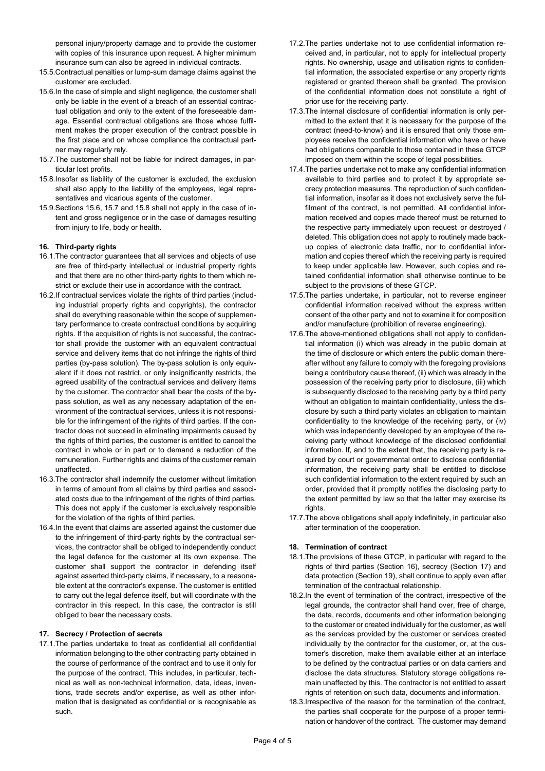personal injury/property damage and to provide the customer with copies of this insurance upon request. A higher minimum insurance sum can also be agreed in individual contracts.

15.5. Contractual penalties or lump-sum damage claims against the customer are excluded.

15.6. In the case of simple and slight negligence, the customer shall only be liable in the event of a breach of an essential contractual obligation and only to the extent of the foreseeable damage. Essential contractual obligations are those whose fulfilment makes the proper execution of the contract possible in the first place and on whose compliance the contractual partner may regularly rely.

15.7. The customer shall not be liable for indirect damages, in particular lost profits.

15.8. Insofar as liability of the customer is excluded, the exclusion shall also apply to the liability of the employees, legal representatives and vicarious agents of the customer.

15.9. Sections 15.6, 15.7 and 15.8 shall not apply in the case of intent and gross negligence or in the case of damages resulting from injury to life, body or health.

#### 16. Third-party rights

16.1. The contractor guarantees that all services and objects of use are free of third-party intellectual or industrial property rights and that there are no other third-party rights to them which restrict or exclude their use in accordance with the contract.

16.2. If contractual services violate the rights of third parties (including industrial property rights and copyrights), the contractor shall do everything reasonable within the scope of supplementary performance to create contractual conditions by acquiring rights. If the acquisition of rights is not successful, the contractor shall provide the customer with an equivalent contractual service and delivery items that do not infringe the rights of third parties (by-pass solution). The by-pass solution is only equivalent if it does not restrict, or only insignificantly restricts, the agreed usability of the contractual services and delivery items by the customer. The contractor shall bear the costs of the by-pass solution, as well as any necessary adaptation of the environment of the contractual services, unless it is not responsible for the infringement of the rights of third parties. If the contractor does not succeed in eliminating impairments caused by the rights of third parties, the customer is entitled to cancel the contract in whole or in part or to demand a reduction of the remuneration. Further rights and claims of the customer remain unaffected.

16.3. The contractor shall indemnify the customer without limitation in terms of amount from all claims by third parties and associated costs due to the infringement of the rights of third parties. This does not apply if the customer is exclusively responsible for the violation of the rights of third parties.

16.4. In the event that claims are asserted against the customer due to the infringement of third-party rights by the contractual services, the contractor shall be obliged to independently conduct the legal defence for the customer at its own expense. The customer shall support the contractor in defending itself against asserted third-party claims, if necessary, to a reasonable extent at the contractor's expense. The customer is entitled to carry out the legal defence itself, but will coordinate with the contractor in this respect. In this case, the contractor is still obliged to bear the necessary costs.

#### 17. Secrecy / Protection of secrets

17.1. The parties undertake to treat as confidential all confidential information belonging to the other contracting party obtained in the course of performance of the contract and to use it only for the purpose of the contract. This includes, in particular, technical as well as non-technical information, data, ideas, inventions, trade secrets and/or expertise, as well as other information that is designated as confidential or is recognisable as such.

17.2. The parties undertake not to use confidential information received and, in particular, not to apply for intellectual property rights. No ownership, usage and utilisation rights to confidential information, the associated expertise or any property rights registered or granted thereon shall be granted. The provision of the confidential information does not constitute a right of prior use for the receiving party.

17.3. The internal disclosure of confidential information is only permitted to the extent that it is necessary for the purpose of the contract (need-to-know) and it is ensured that only those employees receive the confidential information who have or have had obligations comparable to those contained in these GTCP imposed on them within the scope of legal possibilities.

17.4. The parties undertake not to make any confidential information available to third parties and to protect it by appropriate secrecy protection measures. The reproduction of such confidential information, insofar as it does not exclusively serve the fulfilment of the contract, is not permitted. All confidential information received and copies made thereof must be returned to the respective party immediately upon request or destroyed / deleted. This obligation does not apply to routinely made backup copies of electronic data traffic, nor to confidential information and copies thereof which the receiving party is required to keep under applicable law. However, such copies and retained confidential information shall otherwise continue to be subject to the provisions of these GTCP.

17.5. The parties undertake, in particular, not to reverse engineer confidential information received without the express written consent of the other party and not to examine it for composition and/or manufacture (prohibition of reverse engineering).

17.6. The above-mentioned obligations shall not apply to confidential information (i) which was already in the public domain at the time of disclosure or which enters the public domain thereafter without any failure to comply with the foregoing provisions being a contributory cause thereof, (ii) which was already in the possession of the receiving party prior to disclosure, (iii) which is subsequently disclosed to the receiving party by a third party without an obligation to maintain confidentiality, unless the disclosure by such a third party violates an obligation to maintain confidentiality to the knowledge of the receiving party, or (iv) which was independently developed by an employee of the receiving party without knowledge of the disclosed confidential information. If, and to the extent that, the receiving party is required by court or governmental order to disclose confidential information, the receiving party shall be entitled to disclose such confidential information to the extent required by such an order, provided that it promptly notifies the disclosing party to the extent permitted by law so that the latter may exercise its rights.

17.7. The above obligations shall apply indefinitely, in particular also after termination of the cooperation.

#### 18. Termination of contract

18.1. The provisions of these GTCP, in particular with regard to the rights of third parties (Section 16), secrecy (Section 17) and data protection (Section 19), shall continue to apply even after termination of the contractual relationship.

18.2. In the event of termination of the contract, irrespective of the legal grounds, the contractor shall hand over, free of charge, the data, records, documents and other information belonging to the customer or created individually for the customer, as well as the services provided by the customer or services created individually by the contractor for the customer, or, at the customer's discretion, make them available either at an interface to be defined by the contractual parties or on data carriers and disclose the data structures. Statutory storage obligations remain unaffected by this. The contractor is not entitled to assert rights of retention on such data, documents and information.

18.3. Irrespective of the reason for the termination of the contract, the parties shall cooperate for the purpose of a proper termination or handover of the contract. The customer may demand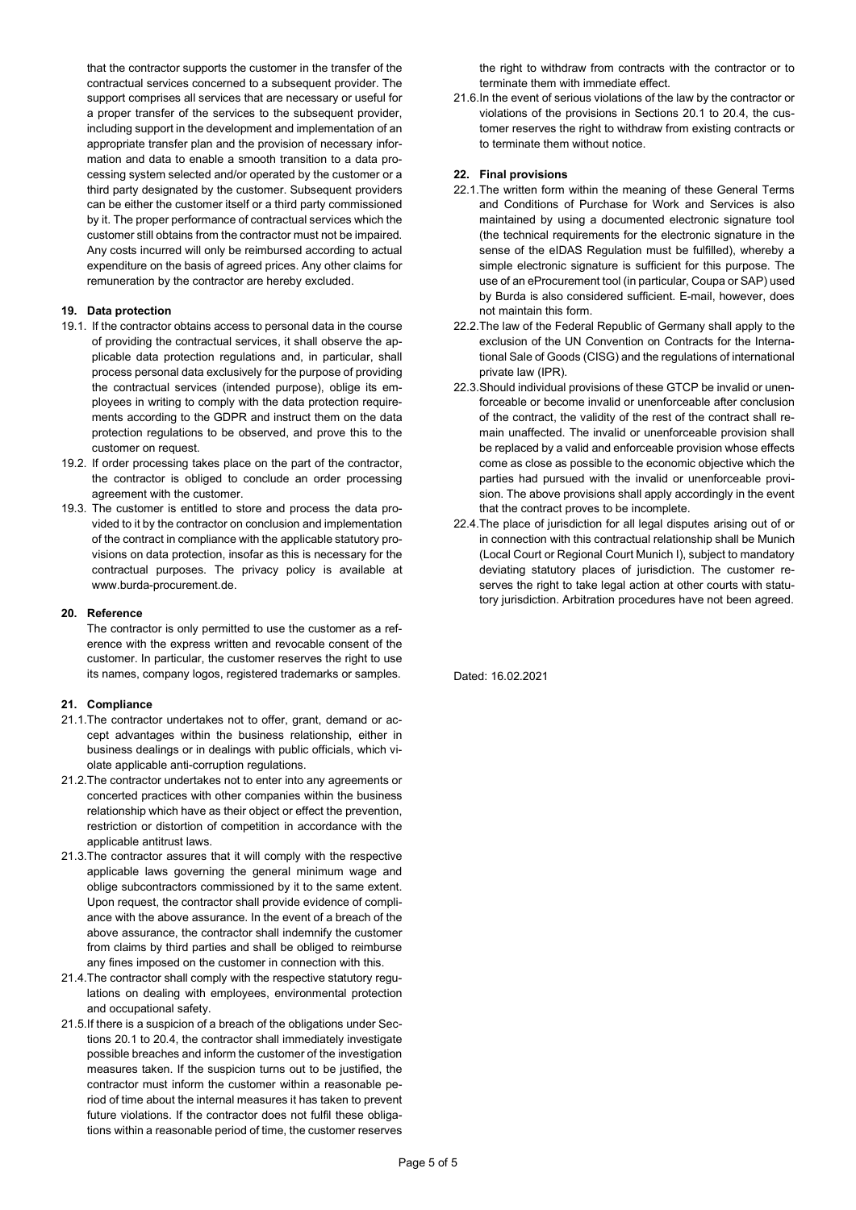that the contractor supports the customer in the transfer of the contractual services concerned to a subsequent provider. The support comprises all services that are necessary or useful for a proper transfer of the services to the subsequent provider, including support in the development and implementation of an appropriate transfer plan and the provision of necessary information and data to enable a smooth transition to a data processing system selected and/or operated by the customer or a third party designated by the customer. Subsequent providers can be either the customer itself or a third party commissioned by it. The proper performance of contractual services which the customer still obtains from the contractor must not be impaired. Any costs incurred will only be reimbursed according to actual expenditure on the basis of agreed prices. Any other claims for remuneration by the contractor are hereby excluded.

## 19. Data protection

19.1. If the contractor obtains access to personal data in the course of providing the contractual services, it shall observe the applicable data protection regulations and, in particular, shall process personal data exclusively for the purpose of providing the contractual services (intended purpose), oblige its employees in writing to comply with the data protection requirements according to the GDPR and instruct them on the data protection regulations to be observed, and prove this to the customer on request.

19.2. If order processing takes place on the part of the contractor, the contractor is obliged to conclude an order processing agreement with the customer.

19.3. The customer is entitled to store and process the data provided to it by the contractor on conclusion and implementation of the contract in compliance with the applicable statutory provisions on data protection, insofar as this is necessary for the contractual purposes. The privacy policy is available at www.burda-procurement.de.

## 20. Reference

The contractor is only permitted to use the customer as a reference with the express written and revocable consent of the customer. In particular, the customer reserves the right to use its names, company logos, registered trademarks or samples.

## 21. Compliance

21.1. The contractor undertakes not to offer, grant, demand or accept advantages within the business relationship, either in business dealings or in dealings with public officials, which violate applicable anti-corruption regulations.

21.2. The contractor undertakes not to enter into any agreements or concerted practices with other companies within the business relationship which have as their object or effect the prevention, restriction or distortion of competition in accordance with the applicable antitrust laws.

21.3. The contractor assures that it will comply with the respective applicable laws governing the general minimum wage and oblige subcontractors commissioned by it to the same extent. Upon request, the contractor shall provide evidence of compliance with the above assurance. In the event of a breach of the above assurance, the contractor shall indemnify the customer from claims by third parties and shall be obliged to reimburse any fines imposed on the customer in connection with this.

21.4. The contractor shall comply with the respective statutory regulations on dealing with employees, environmental protection and occupational safety.

21.5. If there is a suspicion of a breach of the obligations under Sections 20.1 to 20.4, the contractor shall immediately investigate possible breaches and inform the customer of the investigation measures taken. If the suspicion turns out to be justified, the contractor must inform the customer within a reasonable period of time about the internal measures it has taken to prevent future violations. If the contractor does not fulfil these obligations within a reasonable period of time, the customer reserves the right to withdraw from contracts with the contractor or to terminate them with immediate effect.

21.6. In the event of serious violations of the law by the contractor or violations of the provisions in Sections 20.1 to 20.4, the customer reserves the right to withdraw from existing contracts or to terminate them without notice.

## 22. Final provisions

22.1. The written form within the meaning of these General Terms and Conditions of Purchase for Work and Services is also maintained by using a documented electronic signature tool (the technical requirements for the electronic signature in the sense of the eIDAS Regulation must be fulfilled), whereby a simple electronic signature is sufficient for this purpose. The use of an eProcurement tool (in particular, Coupa or SAP) used by Burda is also considered sufficient. E-mail, however, does not maintain this form.

22.2. The law of the Federal Republic of Germany shall apply to the exclusion of the UN Convention on Contracts for the International Sale of Goods (CISG) and the regulations of international private law (IPR).

22.3. Should individual provisions of these GTCP be invalid or unenforceable or become invalid or unenforceable after conclusion of the contract, the validity of the rest of the contract shall remain unaffected. The invalid or unenforceable provision shall be replaced by a valid and enforceable provision whose effects come as close as possible to the economic objective which the parties had pursued with the invalid or unenforceable provision. The above provisions shall apply accordingly in the event that the contract proves to be incomplete.

22.4. The place of jurisdiction for all legal disputes arising out of or in connection with this contractual relationship shall be Munich (Local Court or Regional Court Munich I), subject to mandatory deviating statutory places of jurisdiction. The customer reserves the right to take legal action at other courts with statutory jurisdiction. Arbitration procedures have not been agreed.

Dated: 16.02.2021